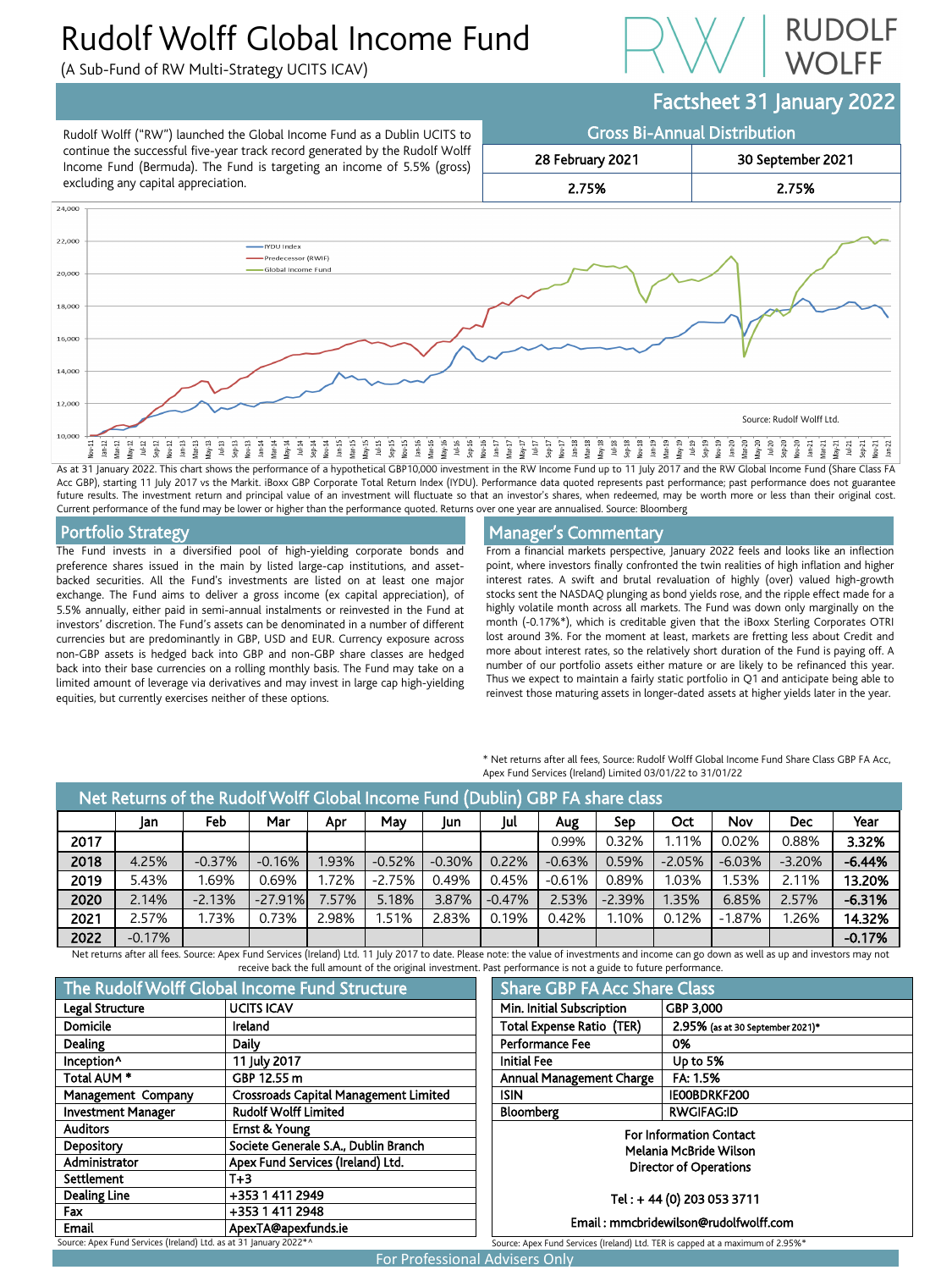# Rudolf Wolff Global Income Fund

(A Sub-Fund of RW Multi-Strategy UCITS ICAV)

RUDOLF WOLFF

## Factsheet 31 January 2022

Rudolf Wolff ("RW") launched the Global Income Fund as a Dublin UCITS to continue the successful five-year track record generated by the Rudolf Wolff Income Fund (Bermuda). The Fund is targeting an income of 5.5% (gross) excluding any capital appreciation.

### Gross Bi-Annual Distribution

| 28 February 2021 | 30 September 2021 |
|---|---|
| 2.75% | 2.75% |

IYDU Index

Predecessor (RWIF)

Global Income Fund

24,000
22,000
20,000
18,000
16,000
14,000
12,000
10,000

Source: Rudolf Wolff Ltd.

As at 31 January 2022. This chart shows the performance of a hypothetical GBP10,000 investment in the RW Income Fund up to 11 July 2017 and the RW Global Income Fund (Share Class FA Acc GBP), starting 11 July 2017 vs the Markit. iBoxx GBP Corporate Total Return Index (IYDU). Performance data quoted represents past performance; past performance does not guarantee future results. The investment return and principal value of an investment will fluctuate so that an investor's shares, when redeemed, may be worth more or less than their original cost. Current performance of the fund may be lower or higher than the performance quoted. Returns over one year are annualised. Source: Bloomberg

## Portfolio Strategy

The Fund invests in a diversified pool of high-yielding corporate bonds and preference shares issued in the main by listed large-cap institutions, and asset-backed securities. All the Fund's investments are listed on at least one major exchange. The Fund aims to deliver a gross income (ex capital appreciation), of 5.5% annually, either paid in semi-annual instalments or reinvested in the Fund at investors' discretion. The Fund's assets can be denominated in a number of different currencies but are predominantly in GBP, USD and EUR. Currency exposure across non-GBP assets is hedged back into GBP and non-GBP share classes are hedged back into their base currencies on a rolling monthly basis. The Fund may take on a limited amount of leverage via derivatives and may invest in large cap high-yielding equities, but currently exercises neither of these options.

## Manager's Commentary

From a financial markets perspective, January 2022 feels and looks like an inflection point, where investors finally confronted the twin realities of high inflation and higher interest rates. A swift and brutal revaluation of highly (over) valued high-growth stocks sent the NASDAQ plunging as bond yields rose, and the ripple effect made for a highly volatile month across all markets. The Fund was down only marginally on the month (-0.17%*), which is creditable given that the iBoxx Sterling Corporates OTRI lost around 3%. For the moment at least, markets are fretting less about Credit and more about interest rates, so the relatively short duration of the Fund is paying off. A number of our portfolio assets either mature or are likely to be refinanced this year. Thus we expect to maintain a fairly static portfolio in Q1 and anticipate being able to reinvest those maturing assets in longer-dated assets at higher yields later in the year.

\* Net returns after all fees, Source: Rudolf Wolff Global Income Fund Share Class GBP FA Acc, Apex Fund Services (Ireland) Limited 03/01/22 to 31/01/22

## Net Returns of the Rudolf Wolff Global Income Fund (Dublin) GBP FA share class

| | Jan | Feb | Mar | Apr | May | Jun | Jul | Aug | Sep | Oct | Nov | Dec | Year |
|---|---|---|---|---|---|---|---|---|---|---|---|---|---|
| **2017** | | | | | | | | 0.99% | 0.32% | 1.11% | 0.02% | 0.88% | **3.32%** |
| **2018** | 4.25% | -0.37% | -0.16% | 1.93% | -0.52% | -0.30% | 0.22% | -0.63% | 0.59% | -2.05% | -6.03% | -3.20% | **-6.44%** |
| **2019** | 5.43% | 1.69% | 0.69% | 1.72% | -2.75% | 0.49% | 0.45% | -0.61% | 0.89% | 1.03% | 1.53% | 2.11% | **13.20%** |
| **2020** | 2.14% | -2.13% | -27.91% | 7.57% | 5.18% | 3.87% | -0.47% | 2.53% | -2.39% | 1.35% | 6.85% | 2.57% | **-6.31%** |
| **2021** | 2.57% | 1.73% | 0.73% | 2.98% | 1.51% | 2.83% | 0.19% | 0.42% | 1.10% | 0.12% | -1.87% | 1.26% | **14.32%** |
| **2022** | -0.17% | | | | | | | | | | | | **-0.17%** |

Net returns after all fees. Source: Apex Fund Services (Ireland) Ltd. 11 July 2017 to date. Please note: the value of investments and income can go down as well as up and investors may not receive back the full amount of the original investment. Past performance is not a guide to future performance.

## The Rudolf Wolff Global Income Fund Structure

| | |
|---|---|
| Legal Structure | UCITS ICAV |
| Domicile | Ireland |
| Dealing | Daily |
| Inception^ | 11 July 2017 |
| Total AUM * | GBP 12.55 m |
| Management Company | Crossroads Capital Management Limited |
| Investment Manager | Rudolf Wolff Limited |
| Auditors | Ernst & Young |
| Depository | Societe Generale S.A., Dublin Branch |
| Administrator | Apex Fund Services (Ireland) Ltd. |
| Settlement | T+3 |
| Dealing Line | +353 1 411 2949 |
| Fax | +353 1 411 2948 |
| Email | ApexTA@apexfunds.ie |

Source: Apex Fund Services (Ireland) Ltd. as at 31 January 2022*^

## Share GBP FA Acc Share Class

| | |
|---|---|
| Min. Initial Subscription | GBP 3,000 |
| Total Expense Ratio (TER) | 2.95% (as at 30 September 2021)* |
| Performance Fee | 0% |
| Initial Fee | Up to 5% |
| Annual Management Charge | FA: 1.5% |
| ISIN | IE00BDRKF200 |
| Bloomberg | RWGIFAG:ID |

For Information Contact
Melania McBride Wilson
Director of Operations

Tel : + 44 (0) 203 053 3711

Email : mmcbridewilson@rudolfwolff.com

Source: Apex Fund Services (Ireland) Ltd. TER is capped at a maximum of 2.95%*

For Professional Advisers Only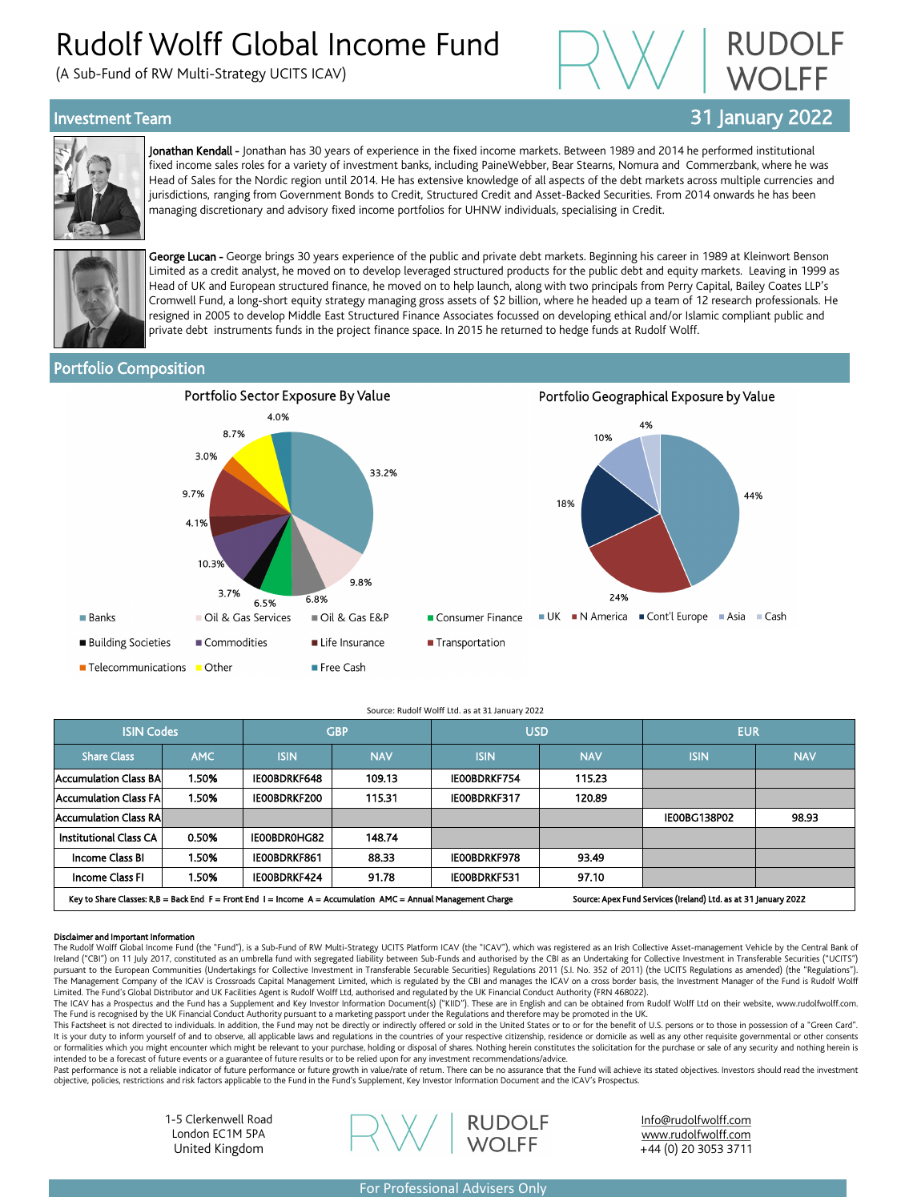# Rudolf Wolff Global Income Fund

(A Sub-Fund of RW Multi-Strategy UCITS ICAV)

RUDOLF WOLFF

## Investment Team

**31 January 2022**

**Jonathan Kendall -** Jonathan has 30 years of experience in the fixed income markets. Between 1989 and 2014 he performed institutional fixed income sales roles for a variety of investment banks, including PaineWebber, Bear Stearns, Nomura and Commerzbank, where he was Head of Sales for the Nordic region until 2014. He has extensive knowledge of all aspects of the debt markets across multiple currencies and jurisdictions, ranging from Government Bonds to Credit, Structured Credit and Asset-Backed Securities. From 2014 onwards he has been managing discretionary and advisory fixed income portfolios for UHNW individuals, specialising in Credit.

**George Lucan -** George brings 30 years experience of the public and private debt markets. Beginning his career in 1989 at Kleinwort Benson Limited as a credit analyst, he moved on to develop leveraged structured products for the public debt and equity markets. Leaving in 1999 as Head of UK and European structured finance, he moved on to help launch, along with two principals from Perry Capital, Bailey Coates LLP's Cromwell Fund, a long-short equity strategy managing gross assets of $2 billion, where he headed up a team of 12 research professionals. He resigned in 2005 to develop Middle East Structured Finance Associates focussed on developing ethical and/or Islamic compliant public and private debt instruments funds in the project finance space. In 2015 he returned to hedge funds at Rudolf Wolff.

## Portfolio Composition

Portfolio Sector Exposure By Value

33.2%
9.8%
6.8%
6.5%
3.7%
10.3%
4.1%
9.7%
3.0%
8.7%
4.0%

Banks
Oil & Gas Services
Oil & Gas E&P
Consumer Finance
Building Societies
Commodities
Life Insurance
Transportation
Telecommunications
Other
Free Cash

Portfolio Geographical Exposure by Value

44%
24%
18%
10%
4%

UK
N America
Cont'l Europe
Asia
Cash

Source: Rudolf Wolff Ltd. as at 31 January 2022

| ISIN Codes | | GBP | | USD | | EUR | |
|---|---|---|---|---|---|---|---|
| Share Class | AMC | ISIN | NAV | ISIN | NAV | ISIN | NAV |
| Accumulation Class BA | 1.50% | IE00BDRKF648 | 109.13 | IE00BDRKF754 | 115.23 | | |
| Accumulation Class FA | 1.50% | IE00BDRKF200 | 115.31 | IE00BDRKF317 | 120.89 | | |
| Accumulation Class RA | | | | | | IE00BG138P02 | 98.93 |
| Institutional Class CA | 0.50% | IE00BDR0HG82 | 148.74 | | | | |
| Income Class BI | 1.50% | IE00BDRKF861 | 88.33 | IE00BDRKF978 | 93.49 | | |
| Income Class FI | 1.50% | IE00BDRKF424 | 91.78 | IE00BDRKF531 | 97.10 | | |

Key to Share Classes: R,B = Back End F = Front End I = Income A = Accumulation AMC = Annual Management Charge

Source: Apex Fund Services (Ireland) Ltd. as at 31 January 2022

**Disclaimer and Important Information**

The Rudolf Wolff Global Income Fund (the "Fund"), is a Sub-Fund of RW Multi-Strategy UCITS Platform ICAV (the "ICAV"), which was registered as an Irish Collective Asset-management Vehicle by the Central Bank of Ireland ("CBI") on 11 July 2017, constituted as an umbrella fund with segregated liability between Sub-Funds and authorised by the CBI as an Undertaking for Collective Investment in Transferable Securities ("UCITS") pursuant to the European Communities (Undertakings for Collective Investment in Transferable Securable Securities) Regulations 2011 (S.I. No. 352 of 2011) (the UCITS Regulations as amended) (the "Regulations"). The Management Company of the ICAV is Crossroads Capital Management Limited, which is regulated by the CBI and manages the ICAV on a cross border basis, the Investment Manager of the Fund is Rudolf Wolff Limited. The Fund's Global Distributor and UK Facilities Agent is Rudolf Wolff Ltd, authorised and regulated by the UK Financial Conduct Authority (FRN 468022).

The ICAV has a Prospectus and the Fund has a Supplement and Key Investor Information Document(s) ("KIID"). These are in English and can be obtained from Rudolf Wolff Ltd on their website, www.rudolfwolff.com. The Fund is recognised by the UK Financial Conduct Authority pursuant to a marketing passport under the Regulations and therefore may be promoted in the UK.

This Factsheet is not directed to individuals. In addition, the Fund may not be directly or indirectly offered or sold in the United States or to or for the benefit of U.S. persons or to those in possession of a "Green Card". It is your duty to inform yourself of and to observe, all applicable laws and regulations in the countries of your respective citizenship, residence or domicile as well as any other requisite governmental or other consents or formalities which you might encounter which might be relevant to your purchase, holding or disposal of shares. Nothing herein constitutes the solicitation for the purchase or sale of any security and nothing herein is intended to be a forecast of future events or a guarantee of future results or to be relied upon for any investment recommendations/advice.

Past performance is not a reliable indicator of future performance or future growth in value/rate of return. There can be no assurance that the Fund will achieve its stated objectives. Investors should read the investment objective, policies, restrictions and risk factors applicable to the Fund in the Fund's Supplement, Key Investor Information Document and the ICAV's Prospectus.

1-5 Clerkenwell Road
London EC1M 5PA
United Kingdom

RUDOLF WOLFF

Info@rudolfwolff.com
www.rudolfwolff.com
+44 (0) 20 3053 3711

For Professional Advisers Only